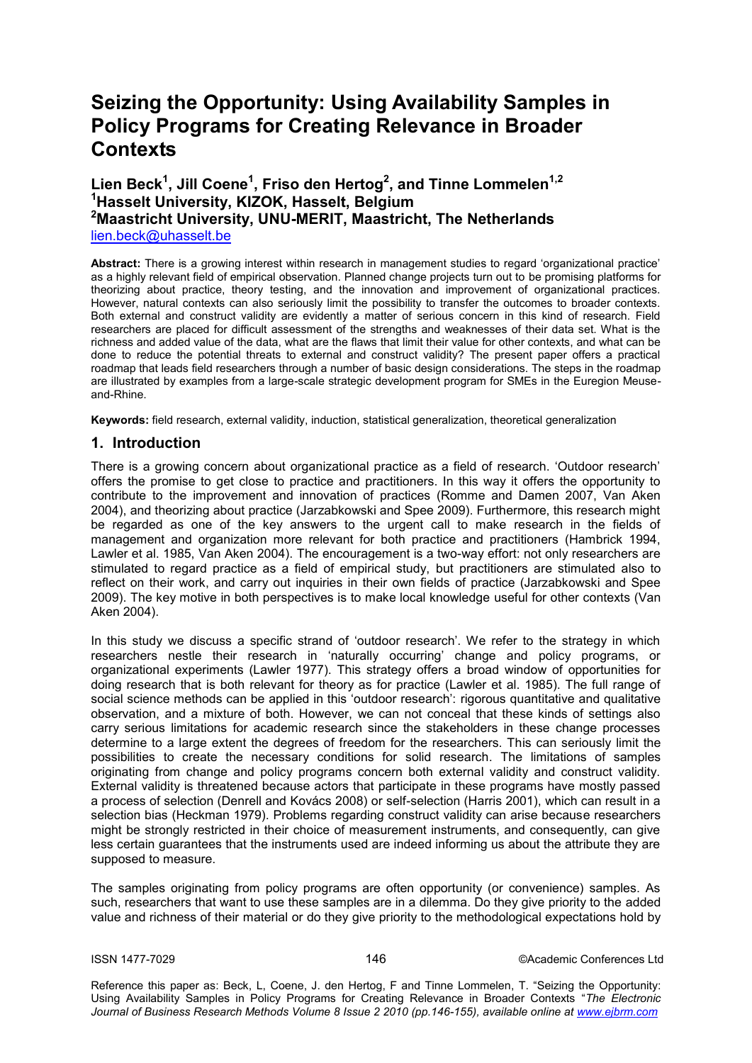# Seizing the Opportunity: Using Availability Samples in Policy Programs for Creating Relevance in Broader Contexts

**Lien Beck[1], Jill Coene[1], Friso den Hertog[2], and Tinne Lommelen[1,2]**
**[1]Hasselt University, KIZOK, Hasselt, Belgium**
**[2]Maastricht University, UNU-MERIT, Maastricht, The Netherlands**
lien.beck@uhasselt.be

**Abstract:** There is a growing interest within research in management studies to regard 'organizational practice' as a highly relevant field of empirical observation. Planned change projects turn out to be promising platforms for theorizing about practice, theory testing, and the innovation and improvement of organizational practices. However, natural contexts can also seriously limit the possibility to transfer the outcomes to broader contexts. Both external and construct validity are evidently a matter of serious concern in this kind of research. Field researchers are placed for difficult assessment of the strengths and weaknesses of their data set. What is the richness and added value of the data, what are the flaws that limit their value for other contexts, and what can be done to reduce the potential threats to external and construct validity? The present paper offers a practical roadmap that leads field researchers through a number of basic design considerations. The steps in the roadmap are illustrated by examples from a large-scale strategic development program for SMEs in the Euregion Meuse-and-Rhine.

**Keywords:** field research, external validity, induction, statistical generalization, theoretical generalization

## 1. Introduction

There is a growing concern about organizational practice as a field of research. 'Outdoor research' offers the promise to get close to practice and practitioners. In this way it offers the opportunity to contribute to the improvement and innovation of practices (Romme and Damen 2007, Van Aken 2004), and theorizing about practice (Jarzabkowski and Spee 2009). Furthermore, this research might be regarded as one of the key answers to the urgent call to make research in the fields of management and organization more relevant for both practice and practitioners (Hambrick 1994, Lawler et al. 1985, Van Aken 2004). The encouragement is a two-way effort: not only researchers are stimulated to regard practice as a field of empirical study, but practitioners are stimulated also to reflect on their work, and carry out inquiries in their own fields of practice (Jarzabkowski and Spee 2009). The key motive in both perspectives is to make local knowledge useful for other contexts (Van Aken 2004).

In this study we discuss a specific strand of 'outdoor research'. We refer to the strategy in which researchers nestle their research in 'naturally occurring' change and policy programs, or organizational experiments (Lawler 1977). This strategy offers a broad window of opportunities for doing research that is both relevant for theory as for practice (Lawler et al. 1985). The full range of social science methods can be applied in this 'outdoor research': rigorous quantitative and qualitative observation, and a mixture of both. However, we can not conceal that these kinds of settings also carry serious limitations for academic research since the stakeholders in these change processes determine to a large extent the degrees of freedom for the researchers. This can seriously limit the possibilities to create the necessary conditions for solid research. The limitations of samples originating from change and policy programs concern both external validity and construct validity. External validity is threatened because actors that participate in these programs have mostly passed a process of selection (Denrell and Kovács 2008) or self-selection (Harris 2001), which can result in a selection bias (Heckman 1979). Problems regarding construct validity can arise because researchers might be strongly restricted in their choice of measurement instruments, and consequently, can give less certain guarantees that the instruments used are indeed informing us about the attribute they are supposed to measure.

The samples originating from policy programs are often opportunity (or convenience) samples. As such, researchers that want to use these samples are in a dilemma. Do they give priority to the added value and richness of their material or do they give priority to the methodological expectations hold by

Reference this paper as: Beck, L, Coene, J. den Hertog, F and Tinne Lommelen, T. "Seizing the Opportunity: Using Availability Samples in Policy Programs for Creating Relevance in Broader Contexts "*The Electronic Journal of Business Research Methods Volume 8 Issue 2 2010 (pp.146-155), available online at www.ejbrm.com*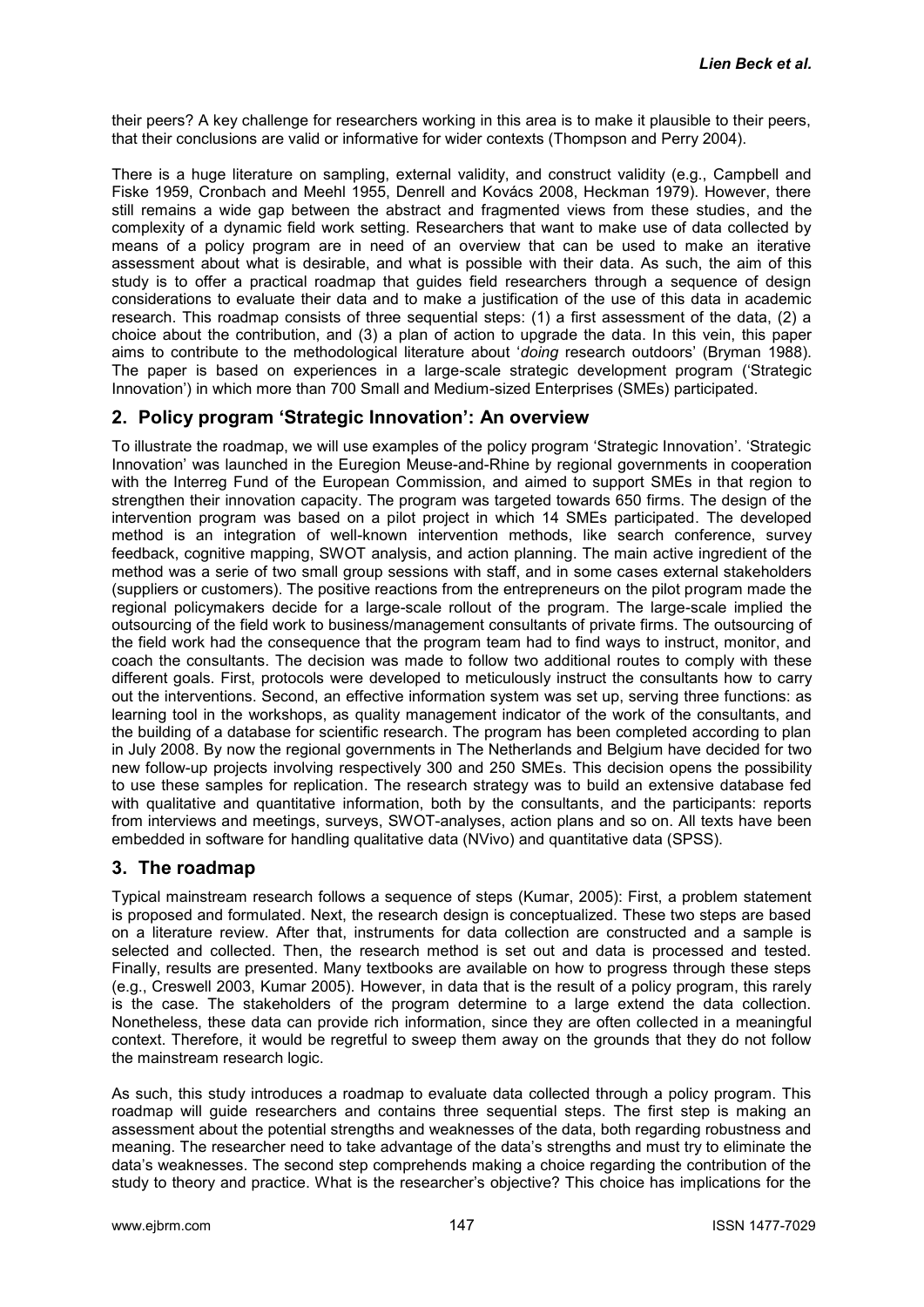their peers? A key challenge for researchers working in this area is to make it plausible to their peers, that their conclusions are valid or informative for wider contexts (Thompson and Perry 2004).

There is a huge literature on sampling, external validity, and construct validity (e.g., Campbell and Fiske 1959, Cronbach and Meehl 1955, Denrell and Kovács 2008, Heckman 1979). However, there still remains a wide gap between the abstract and fragmented views from these studies, and the complexity of a dynamic field work setting. Researchers that want to make use of data collected by means of a policy program are in need of an overview that can be used to make an iterative assessment about what is desirable, and what is possible with their data. As such, the aim of this study is to offer a practical roadmap that guides field researchers through a sequence of design considerations to evaluate their data and to make a justification of the use of this data in academic research. This roadmap consists of three sequential steps: (1) a first assessment of the data, (2) a choice about the contribution, and (3) a plan of action to upgrade the data. In this vein, this paper aims to contribute to the methodological literature about '*doing* research outdoors' (Bryman 1988). The paper is based on experiences in a large-scale strategic development program ('Strategic Innovation') in which more than 700 Small and Medium-sized Enterprises (SMEs) participated.

## 2. Policy program 'Strategic Innovation': An overview

To illustrate the roadmap, we will use examples of the policy program 'Strategic Innovation'. 'Strategic Innovation' was launched in the Euregion Meuse-and-Rhine by regional governments in cooperation with the Interreg Fund of the European Commission, and aimed to support SMEs in that region to strengthen their innovation capacity. The program was targeted towards 650 firms. The design of the intervention program was based on a pilot project in which 14 SMEs participated. The developed method is an integration of well-known intervention methods, like search conference, survey feedback, cognitive mapping, SWOT analysis, and action planning. The main active ingredient of the method was a serie of two small group sessions with staff, and in some cases external stakeholders (suppliers or customers). The positive reactions from the entrepreneurs on the pilot program made the regional policymakers decide for a large-scale rollout of the program. The large-scale implied the outsourcing of the field work to business/management consultants of private firms. The outsourcing of the field work had the consequence that the program team had to find ways to instruct, monitor, and coach the consultants. The decision was made to follow two additional routes to comply with these different goals. First, protocols were developed to meticulously instruct the consultants how to carry out the interventions. Second, an effective information system was set up, serving three functions: as learning tool in the workshops, as quality management indicator of the work of the consultants, and the building of a database for scientific research. The program has been completed according to plan in July 2008. By now the regional governments in The Netherlands and Belgium have decided for two new follow-up projects involving respectively 300 and 250 SMEs. This decision opens the possibility to use these samples for replication. The research strategy was to build an extensive database fed with qualitative and quantitative information, both by the consultants, and the participants: reports from interviews and meetings, surveys, SWOT-analyses, action plans and so on. All texts have been embedded in software for handling qualitative data (NVivo) and quantitative data (SPSS).

## 3. The roadmap

Typical mainstream research follows a sequence of steps (Kumar, 2005): First, a problem statement is proposed and formulated. Next, the research design is conceptualized. These two steps are based on a literature review. After that, instruments for data collection are constructed and a sample is selected and collected. Then, the research method is set out and data is processed and tested. Finally, results are presented. Many textbooks are available on how to progress through these steps (e.g., Creswell 2003, Kumar 2005). However, in data that is the result of a policy program, this rarely is the case. The stakeholders of the program determine to a large extend the data collection. Nonetheless, these data can provide rich information, since they are often collected in a meaningful context. Therefore, it would be regretful to sweep them away on the grounds that they do not follow the mainstream research logic.

As such, this study introduces a roadmap to evaluate data collected through a policy program. This roadmap will guide researchers and contains three sequential steps. The first step is making an assessment about the potential strengths and weaknesses of the data, both regarding robustness and meaning. The researcher need to take advantage of the data's strengths and must try to eliminate the data's weaknesses. The second step comprehends making a choice regarding the contribution of the study to theory and practice. What is the researcher's objective? This choice has implications for the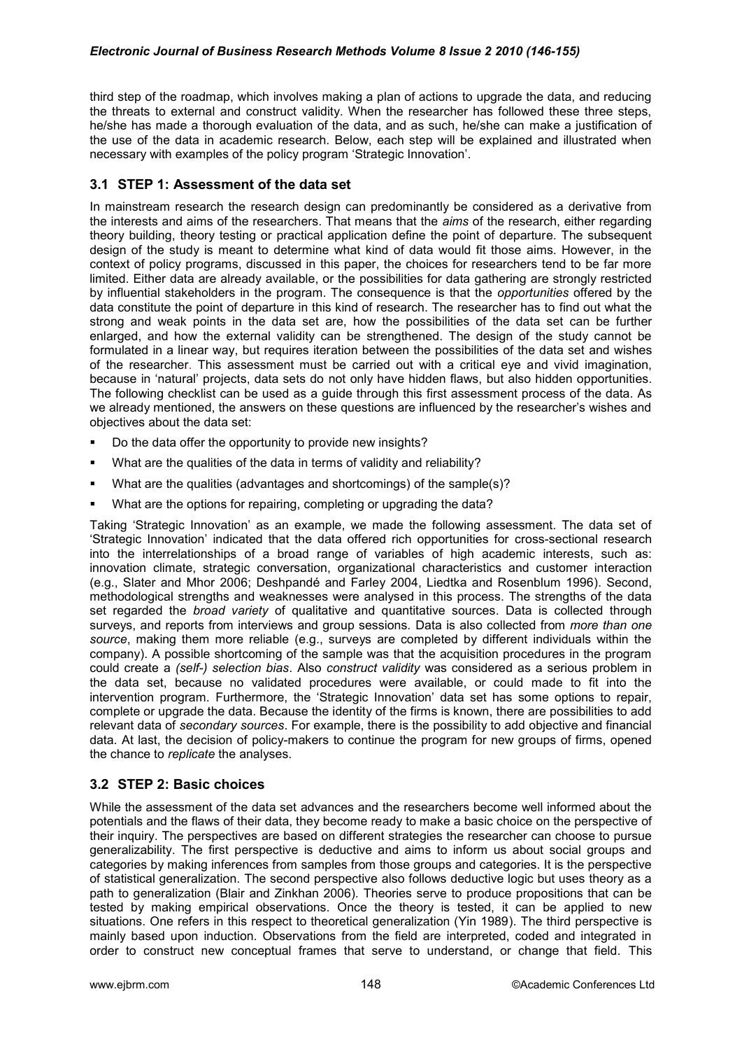third step of the roadmap, which involves making a plan of actions to upgrade the data, and reducing the threats to external and construct validity. When the researcher has followed these three steps, he/she has made a thorough evaluation of the data, and as such, he/she can make a justification of the use of the data in academic research. Below, each step will be explained and illustrated when necessary with examples of the policy program 'Strategic Innovation'.

### 3.1 STEP 1: Assessment of the data set

In mainstream research the research design can predominantly be considered as a derivative from the interests and aims of the researchers. That means that the *aims* of the research, either regarding theory building, theory testing or practical application define the point of departure. The subsequent design of the study is meant to determine what kind of data would fit those aims. However, in the context of policy programs, discussed in this paper, the choices for researchers tend to be far more limited. Either data are already available, or the possibilities for data gathering are strongly restricted by influential stakeholders in the program. The consequence is that the *opportunities* offered by the data constitute the point of departure in this kind of research. The researcher has to find out what the strong and weak points in the data set are, how the possibilities of the data set can be further enlarged, and how the external validity can be strengthened. The design of the study cannot be formulated in a linear way, but requires iteration between the possibilities of the data set and wishes of the researcher. This assessment must be carried out with a critical eye and vivid imagination, because in 'natural' projects, data sets do not only have hidden flaws, but also hidden opportunities. The following checklist can be used as a guide through this first assessment process of the data. As we already mentioned, the answers on these questions are influenced by the researcher's wishes and objectives about the data set:

- Do the data offer the opportunity to provide new insights?
- What are the qualities of the data in terms of validity and reliability?
- What are the qualities (advantages and shortcomings) of the sample(s)?
- What are the options for repairing, completing or upgrading the data?

Taking 'Strategic Innovation' as an example, we made the following assessment. The data set of 'Strategic Innovation' indicated that the data offered rich opportunities for cross-sectional research into the interrelationships of a broad range of variables of high academic interests, such as: innovation climate, strategic conversation, organizational characteristics and customer interaction (e.g., Slater and Mhor 2006; Deshpandé and Farley 2004, Liedtka and Rosenblum 1996). Second, methodological strengths and weaknesses were analysed in this process. The strengths of the data set regarded the *broad variety* of qualitative and quantitative sources. Data is collected through surveys, and reports from interviews and group sessions. Data is also collected from *more than one source*, making them more reliable (e.g., surveys are completed by different individuals within the company). A possible shortcoming of the sample was that the acquisition procedures in the program could create a *(self-) selection bias*. Also *construct validity* was considered as a serious problem in the data set, because no validated procedures were available, or could made to fit into the intervention program. Furthermore, the 'Strategic Innovation' data set has some options to repair, complete or upgrade the data. Because the identity of the firms is known, there are possibilities to add relevant data of *secondary sources*. For example, there is the possibility to add objective and financial data. At last, the decision of policy-makers to continue the program for new groups of firms, opened the chance to *replicate* the analyses.

### 3.2 STEP 2: Basic choices

While the assessment of the data set advances and the researchers become well informed about the potentials and the flaws of their data, they become ready to make a basic choice on the perspective of their inquiry. The perspectives are based on different strategies the researcher can choose to pursue generalizability. The first perspective is deductive and aims to inform us about social groups and categories by making inferences from samples from those groups and categories. It is the perspective of statistical generalization. The second perspective also follows deductive logic but uses theory as a path to generalization (Blair and Zinkhan 2006). Theories serve to produce propositions that can be tested by making empirical observations. Once the theory is tested, it can be applied to new situations. One refers in this respect to theoretical generalization (Yin 1989). The third perspective is mainly based upon induction. Observations from the field are interpreted, coded and integrated in order to construct new conceptual frames that serve to understand, or change that field. This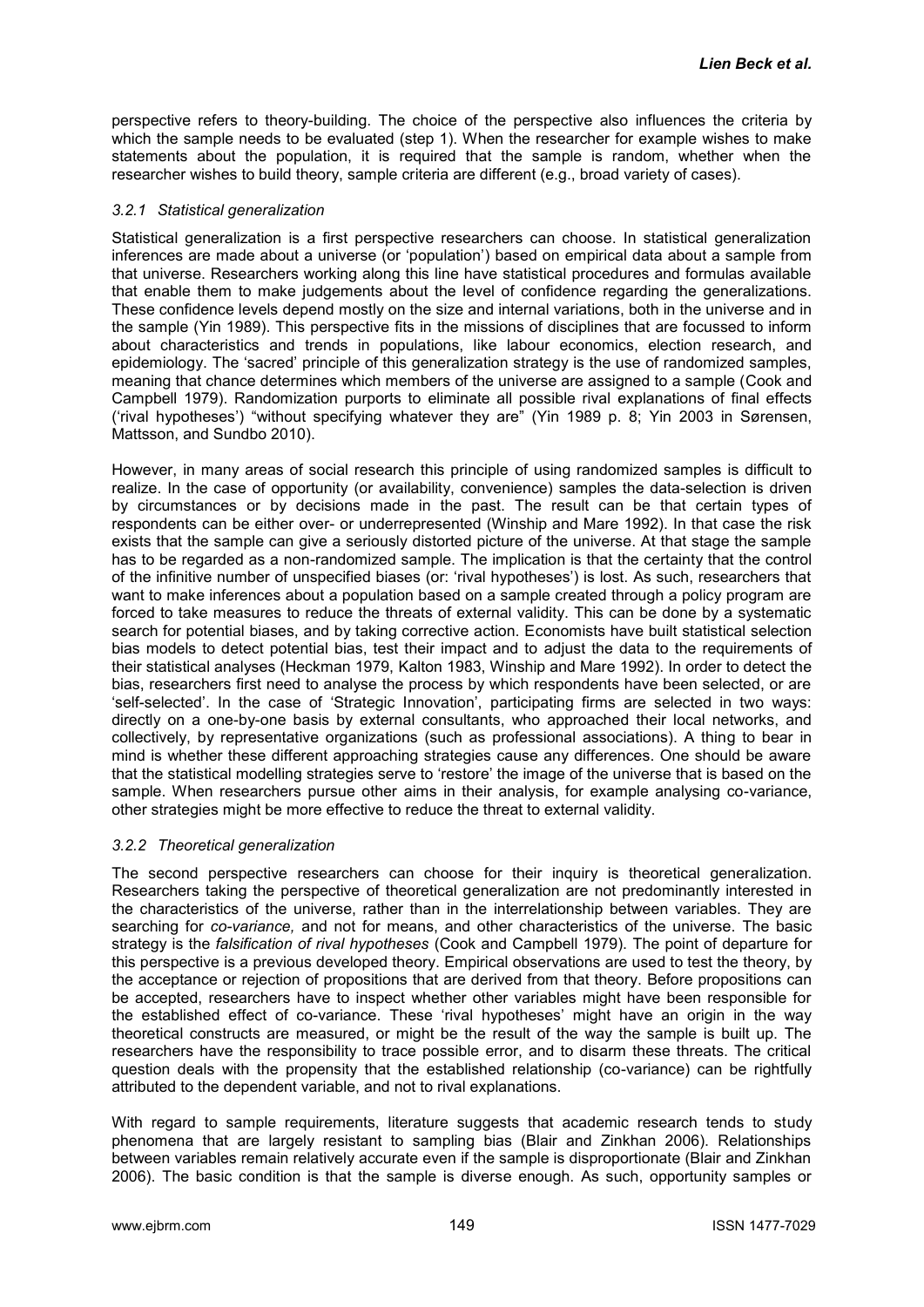perspective refers to theory-building. The choice of the perspective also influences the criteria by which the sample needs to be evaluated (step 1). When the researcher for example wishes to make statements about the population, it is required that the sample is random, whether when the researcher wishes to build theory, sample criteria are different (e.g., broad variety of cases).

### 3.2.1 Statistical generalization

Statistical generalization is a first perspective researchers can choose. In statistical generalization inferences are made about a universe (or 'population') based on empirical data about a sample from that universe. Researchers working along this line have statistical procedures and formulas available that enable them to make judgements about the level of confidence regarding the generalizations. These confidence levels depend mostly on the size and internal variations, both in the universe and in the sample (Yin 1989). This perspective fits in the missions of disciplines that are focussed to inform about characteristics and trends in populations, like labour economics, election research, and epidemiology. The 'sacred' principle of this generalization strategy is the use of randomized samples, meaning that chance determines which members of the universe are assigned to a sample (Cook and Campbell 1979). Randomization purports to eliminate all possible rival explanations of final effects ('rival hypotheses') "without specifying whatever they are" (Yin 1989 p. 8; Yin 2003 in Sørensen, Mattsson, and Sundbo 2010).

However, in many areas of social research this principle of using randomized samples is difficult to realize. In the case of opportunity (or availability, convenience) samples the data-selection is driven by circumstances or by decisions made in the past. The result can be that certain types of respondents can be either over- or underrepresented (Winship and Mare 1992). In that case the risk exists that the sample can give a seriously distorted picture of the universe. At that stage the sample has to be regarded as a non-randomized sample. The implication is that the certainty that the control of the infinitive number of unspecified biases (or: 'rival hypotheses') is lost. As such, researchers that want to make inferences about a population based on a sample created through a policy program are forced to take measures to reduce the threats of external validity. This can be done by a systematic search for potential biases, and by taking corrective action. Economists have built statistical selection bias models to detect potential bias, test their impact and to adjust the data to the requirements of their statistical analyses (Heckman 1979, Kalton 1983, Winship and Mare 1992). In order to detect the bias, researchers first need to analyse the process by which respondents have been selected, or are 'self-selected'. In the case of 'Strategic Innovation', participating firms are selected in two ways: directly on a one-by-one basis by external consultants, who approached their local networks, and collectively, by representative organizations (such as professional associations). A thing to bear in mind is whether these different approaching strategies cause any differences. One should be aware that the statistical modelling strategies serve to 'restore' the image of the universe that is based on the sample. When researchers pursue other aims in their analysis, for example analysing co-variance, other strategies might be more effective to reduce the threat to external validity.

### 3.2.2 Theoretical generalization

The second perspective researchers can choose for their inquiry is theoretical generalization. Researchers taking the perspective of theoretical generalization are not predominantly interested in the characteristics of the universe, rather than in the interrelationship between variables. They are searching for *co-variance,* and not for means, and other characteristics of the universe. The basic strategy is the *falsification of rival hypotheses* (Cook and Campbell 1979). The point of departure for this perspective is a previous developed theory. Empirical observations are used to test the theory, by the acceptance or rejection of propositions that are derived from that theory. Before propositions can be accepted, researchers have to inspect whether other variables might have been responsible for the established effect of co-variance. These 'rival hypotheses' might have an origin in the way theoretical constructs are measured, or might be the result of the way the sample is built up. The researchers have the responsibility to trace possible error, and to disarm these threats. The critical question deals with the propensity that the established relationship (co-variance) can be rightfully attributed to the dependent variable, and not to rival explanations.

With regard to sample requirements, literature suggests that academic research tends to study phenomena that are largely resistant to sampling bias (Blair and Zinkhan 2006). Relationships between variables remain relatively accurate even if the sample is disproportionate (Blair and Zinkhan 2006). The basic condition is that the sample is diverse enough. As such, opportunity samples or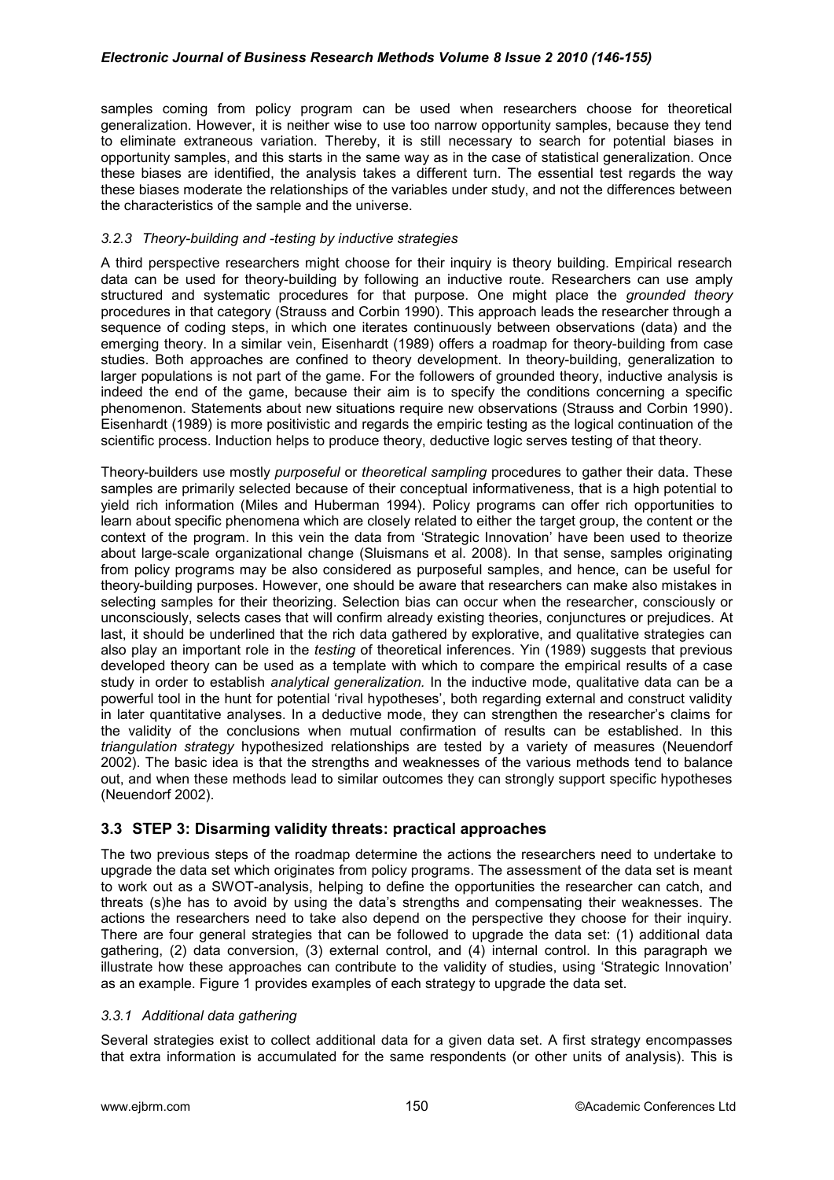samples coming from policy program can be used when researchers choose for theoretical generalization. However, it is neither wise to use too narrow opportunity samples, because they tend to eliminate extraneous variation. Thereby, it is still necessary to search for potential biases in opportunity samples, and this starts in the same way as in the case of statistical generalization. Once these biases are identified, the analysis takes a different turn. The essential test regards the way these biases moderate the relationships of the variables under study, and not the differences between the characteristics of the sample and the universe.

### *3.2.3 Theory-building and -testing by inductive strategies*

A third perspective researchers might choose for their inquiry is theory building. Empirical research data can be used for theory-building by following an inductive route. Researchers can use amply structured and systematic procedures for that purpose. One might place the *grounded theory* procedures in that category (Strauss and Corbin 1990). This approach leads the researcher through a sequence of coding steps, in which one iterates continuously between observations (data) and the emerging theory. In a similar vein, Eisenhardt (1989) offers a roadmap for theory-building from case studies. Both approaches are confined to theory development. In theory-building, generalization to larger populations is not part of the game. For the followers of grounded theory, inductive analysis is indeed the end of the game, because their aim is to specify the conditions concerning a specific phenomenon. Statements about new situations require new observations (Strauss and Corbin 1990). Eisenhardt (1989) is more positivistic and regards the empiric testing as the logical continuation of the scientific process. Induction helps to produce theory, deductive logic serves testing of that theory.

Theory-builders use mostly *purposeful* or *theoretical sampling* procedures to gather their data. These samples are primarily selected because of their conceptual informativeness, that is a high potential to yield rich information (Miles and Huberman 1994). Policy programs can offer rich opportunities to learn about specific phenomena which are closely related to either the target group, the content or the context of the program. In this vein the data from 'Strategic Innovation' have been used to theorize about large-scale organizational change (Sluismans et al. 2008). In that sense, samples originating from policy programs may be also considered as purposeful samples, and hence, can be useful for theory-building purposes. However, one should be aware that researchers can make also mistakes in selecting samples for their theorizing. Selection bias can occur when the researcher, consciously or unconsciously, selects cases that will confirm already existing theories, conjunctures or prejudices. At last, it should be underlined that the rich data gathered by explorative, and qualitative strategies can also play an important role in the *testing* of theoretical inferences. Yin (1989) suggests that previous developed theory can be used as a template with which to compare the empirical results of a case study in order to establish *analytical generalization.* In the inductive mode, qualitative data can be a powerful tool in the hunt for potential 'rival hypotheses', both regarding external and construct validity in later quantitative analyses. In a deductive mode, they can strengthen the researcher's claims for the validity of the conclusions when mutual confirmation of results can be established. In this *triangulation strategy* hypothesized relationships are tested by a variety of measures (Neuendorf 2002). The basic idea is that the strengths and weaknesses of the various methods tend to balance out, and when these methods lead to similar outcomes they can strongly support specific hypotheses (Neuendorf 2002).

## 3.3 STEP 3: Disarming validity threats: practical approaches

The two previous steps of the roadmap determine the actions the researchers need to undertake to upgrade the data set which originates from policy programs. The assessment of the data set is meant to work out as a SWOT-analysis, helping to define the opportunities the researcher can catch, and threats (s)he has to avoid by using the data's strengths and compensating their weaknesses. The actions the researchers need to take also depend on the perspective they choose for their inquiry. There are four general strategies that can be followed to upgrade the data set: (1) additional data gathering, (2) data conversion, (3) external control, and (4) internal control. In this paragraph we illustrate how these approaches can contribute to the validity of studies, using 'Strategic Innovation' as an example. Figure 1 provides examples of each strategy to upgrade the data set.

### *3.3.1 Additional data gathering*

Several strategies exist to collect additional data for a given data set. A first strategy encompasses that extra information is accumulated for the same respondents (or other units of analysis). This is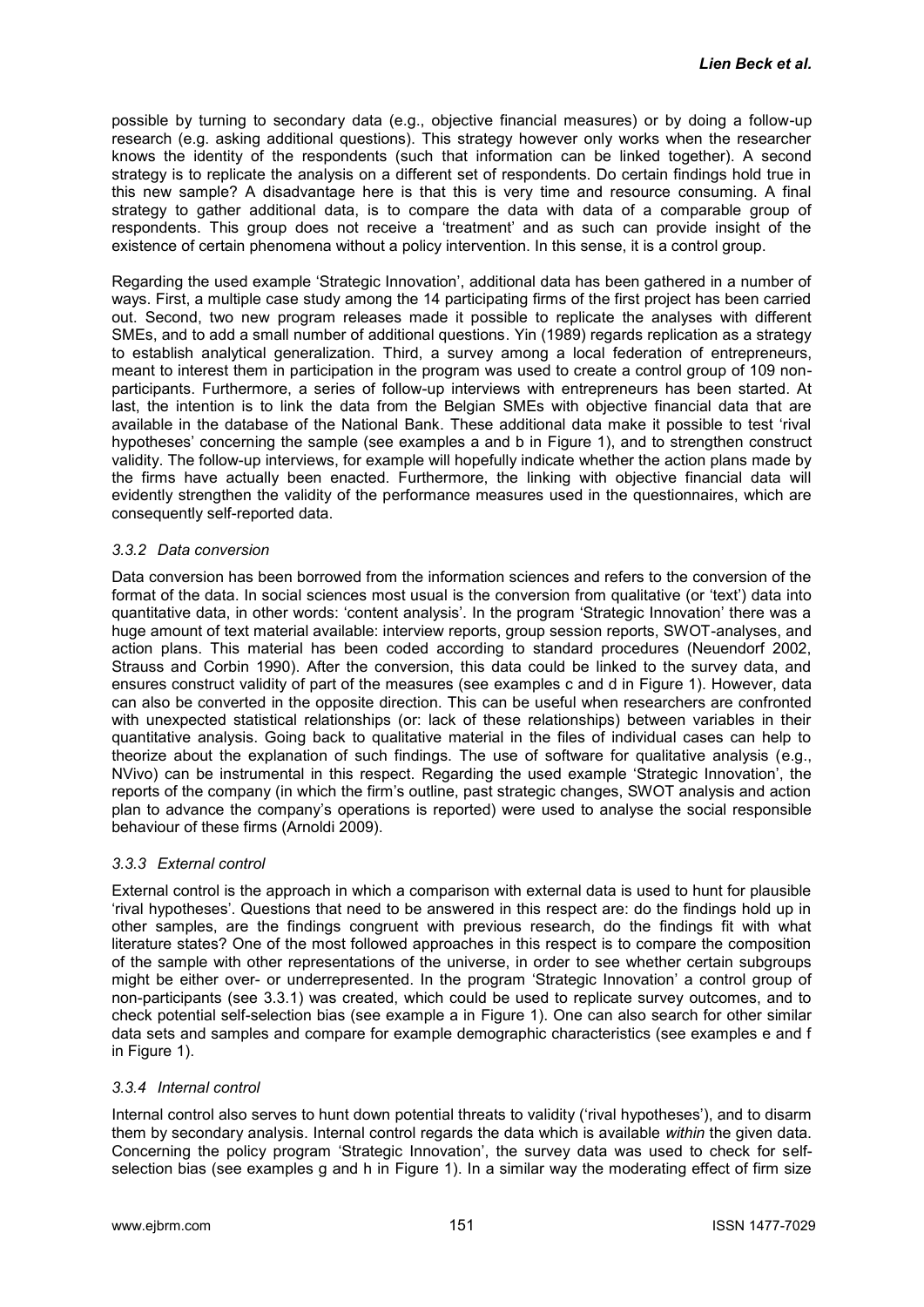possible by turning to secondary data (e.g., objective financial measures) or by doing a follow-up research (e.g. asking additional questions). This strategy however only works when the researcher knows the identity of the respondents (such that information can be linked together). A second strategy is to replicate the analysis on a different set of respondents. Do certain findings hold true in this new sample? A disadvantage here is that this is very time and resource consuming. A final strategy to gather additional data, is to compare the data with data of a comparable group of respondents. This group does not receive a 'treatment' and as such can provide insight of the existence of certain phenomena without a policy intervention. In this sense, it is a control group.

Regarding the used example 'Strategic Innovation', additional data has been gathered in a number of ways. First, a multiple case study among the 14 participating firms of the first project has been carried out. Second, two new program releases made it possible to replicate the analyses with different SMEs, and to add a small number of additional questions. Yin (1989) regards replication as a strategy to establish analytical generalization. Third, a survey among a local federation of entrepreneurs, meant to interest them in participation in the program was used to create a control group of 109 non-participants. Furthermore, a series of follow-up interviews with entrepreneurs has been started. At last, the intention is to link the data from the Belgian SMEs with objective financial data that are available in the database of the National Bank. These additional data make it possible to test 'rival hypotheses' concerning the sample (see examples a and b in Figure 1), and to strengthen construct validity. The follow-up interviews, for example will hopefully indicate whether the action plans made by the firms have actually been enacted. Furthermore, the linking with objective financial data will evidently strengthen the validity of the performance measures used in the questionnaires, which are consequently self-reported data.

### *3.3.2 Data conversion*

Data conversion has been borrowed from the information sciences and refers to the conversion of the format of the data. In social sciences most usual is the conversion from qualitative (or 'text') data into quantitative data, in other words: 'content analysis'. In the program 'Strategic Innovation' there was a huge amount of text material available: interview reports, group session reports, SWOT-analyses, and action plans. This material has been coded according to standard procedures (Neuendorf 2002, Strauss and Corbin 1990). After the conversion, this data could be linked to the survey data, and ensures construct validity of part of the measures (see examples c and d in Figure 1). However, data can also be converted in the opposite direction. This can be useful when researchers are confronted with unexpected statistical relationships (or: lack of these relationships) between variables in their quantitative analysis. Going back to qualitative material in the files of individual cases can help to theorize about the explanation of such findings. The use of software for qualitative analysis (e.g., NVivo) can be instrumental in this respect. Regarding the used example 'Strategic Innovation', the reports of the company (in which the firm's outline, past strategic changes, SWOT analysis and action plan to advance the company's operations is reported) were used to analyse the social responsible behaviour of these firms (Arnoldi 2009).

### *3.3.3 External control*

External control is the approach in which a comparison with external data is used to hunt for plausible 'rival hypotheses'. Questions that need to be answered in this respect are: do the findings hold up in other samples, are the findings congruent with previous research, do the findings fit with what literature states? One of the most followed approaches in this respect is to compare the composition of the sample with other representations of the universe, in order to see whether certain subgroups might be either over- or underrepresented. In the program 'Strategic Innovation' a control group of non-participants (see 3.3.1) was created, which could be used to replicate survey outcomes, and to check potential self-selection bias (see example a in Figure 1). One can also search for other similar data sets and samples and compare for example demographic characteristics (see examples e and f in Figure 1).

### *3.3.4 Internal control*

Internal control also serves to hunt down potential threats to validity ('rival hypotheses'), and to disarm them by secondary analysis. Internal control regards the data which is available *within* the given data. Concerning the policy program 'Strategic Innovation', the survey data was used to check for self-selection bias (see examples g and h in Figure 1). In a similar way the moderating effect of firm size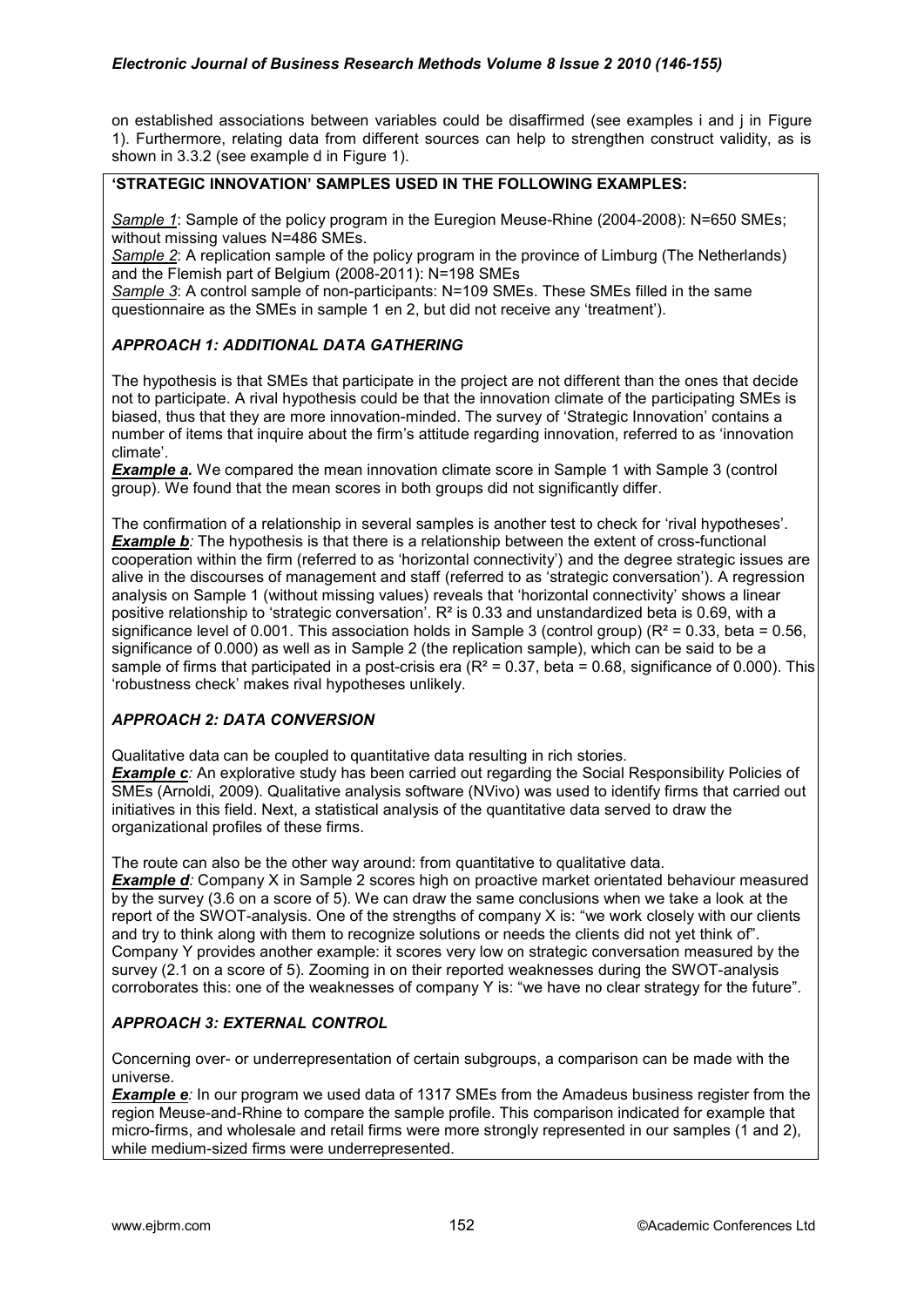on established associations between variables could be disaffirmed (see examples i and j in Figure 1). Furthermore, relating data from different sources can help to strengthen construct validity, as is shown in 3.3.2 (see example d in Figure 1).

**'STRATEGIC INNOVATION' SAMPLES USED IN THE FOLLOWING EXAMPLES:**

*Sample 1*: Sample of the policy program in the Euregion Meuse-Rhine (2004-2008): N=650 SMEs; without missing values N=486 SMEs.
*Sample 2*: A replication sample of the policy program in the province of Limburg (The Netherlands) and the Flemish part of Belgium (2008-2011): N=198 SMEs
*Sample 3*: A control sample of non-participants: N=109 SMEs. These SMEs filled in the same questionnaire as the SMEs in sample 1 en 2, but did not receive any 'treatment').

***APPROACH 1: ADDITIONAL DATA GATHERING***

The hypothesis is that SMEs that participate in the project are not different than the ones that decide not to participate. A rival hypothesis could be that the innovation climate of the participating SMEs is biased, thus that they are more innovation-minded. The survey of 'Strategic Innovation' contains a number of items that inquire about the firm's attitude regarding innovation, referred to as 'innovation climate'.
***Example a.*** We compared the mean innovation climate score in Sample 1 with Sample 3 (control group). We found that the mean scores in both groups did not significantly differ.

The confirmation of a relationship in several samples is another test to check for 'rival hypotheses'.
***Example b****:* The hypothesis is that there is a relationship between the extent of cross-functional cooperation within the firm (referred to as 'horizontal connectivity') and the degree strategic issues are alive in the discourses of management and staff (referred to as 'strategic conversation'). A regression analysis on Sample 1 (without missing values) reveals that 'horizontal connectivity' shows a linear positive relationship to 'strategic conversation'. $R^2$ is 0.33 and unstandardized beta is 0.69, with a significance level of 0.001. This association holds in Sample 3 (control group) ($R^2$ = 0.33, beta = 0.56, significance of 0.000) as well as in Sample 2 (the replication sample), which can be said to be a sample of firms that participated in a post-crisis era ($R^2$ = 0.37, beta = 0.68, significance of 0.000). This 'robustness check' makes rival hypotheses unlikely.

***APPROACH 2: DATA CONVERSION***

Qualitative data can be coupled to quantitative data resulting in rich stories.
***Example c****:* An explorative study has been carried out regarding the Social Responsibility Policies of SMEs (Arnoldi, 2009). Qualitative analysis software (NVivo) was used to identify firms that carried out initiatives in this field. Next, a statistical analysis of the quantitative data served to draw the organizational profiles of these firms.

The route can also be the other way around: from quantitative to qualitative data.
***Example d****:* Company X in Sample 2 scores high on proactive market orientated behaviour measured by the survey (3.6 on a score of 5). We can draw the same conclusions when we take a look at the report of the SWOT-analysis. One of the strengths of company X is: "we work closely with our clients and try to think along with them to recognize solutions or needs the clients did not yet think of". Company Y provides another example: it scores very low on strategic conversation measured by the survey (2.1 on a score of 5). Zooming in on their reported weaknesses during the SWOT-analysis corroborates this: one of the weaknesses of company Y is: "we have no clear strategy for the future".

***APPROACH 3: EXTERNAL CONTROL***

Concerning over- or underrepresentation of certain subgroups, a comparison can be made with the universe.
***Example e****:* In our program we used data of 1317 SMEs from the Amadeus business register from the region Meuse-and-Rhine to compare the sample profile. This comparison indicated for example that micro-firms, and wholesale and retail firms were more strongly represented in our samples (1 and 2), while medium-sized firms were underrepresented.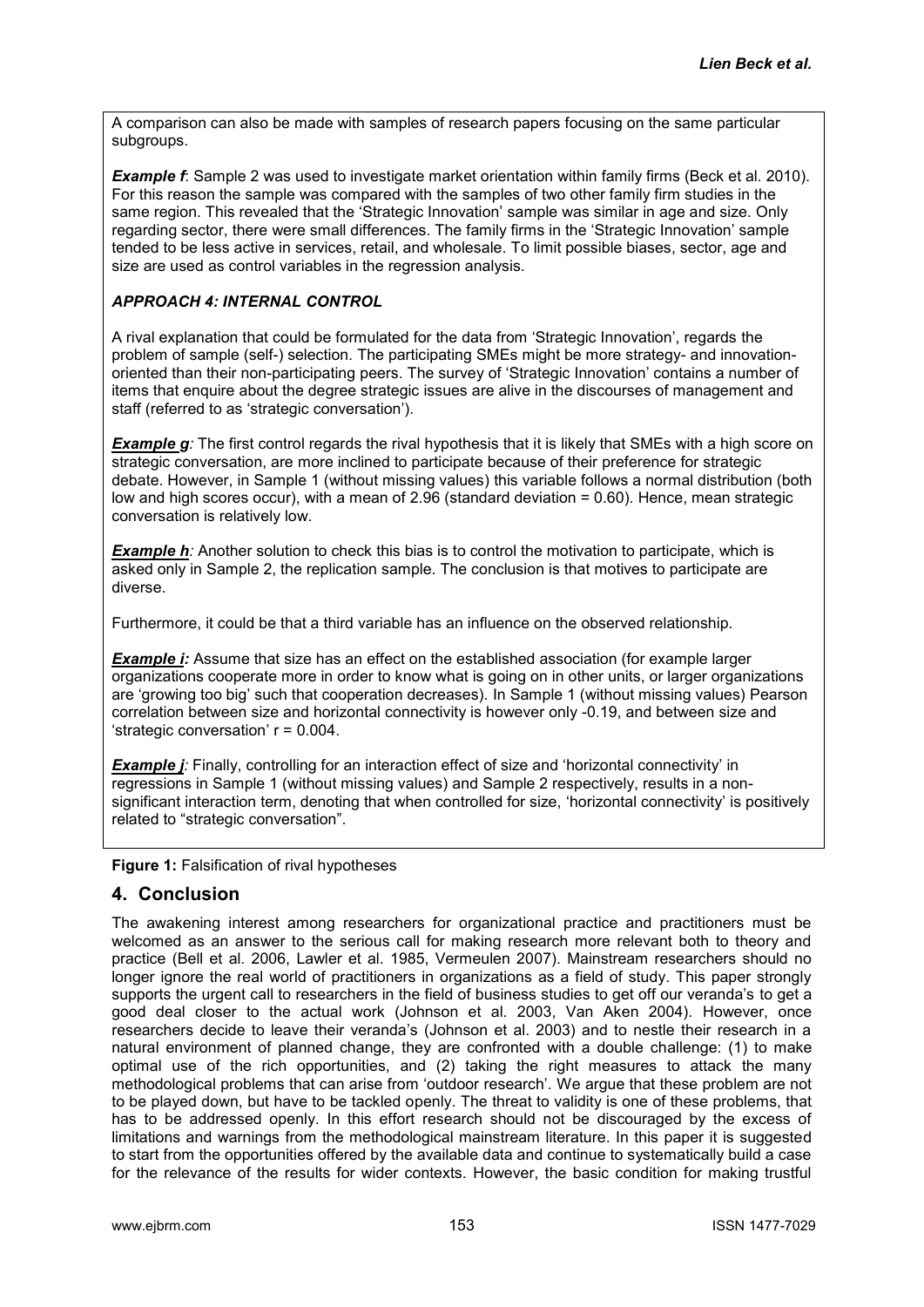A comparison can also be made with samples of research papers focusing on the same particular subgroups.

***Example f***: Sample 2 was used to investigate market orientation within family firms (Beck et al. 2010). For this reason the sample was compared with the samples of two other family firm studies in the same region. This revealed that the 'Strategic Innovation' sample was similar in age and size. Only regarding sector, there were small differences. The family firms in the 'Strategic Innovation' sample tended to be less active in services, retail, and wholesale. To limit possible biases, sector, age and size are used as control variables in the regression analysis.

***APPROACH 4: INTERNAL CONTROL***

A rival explanation that could be formulated for the data from 'Strategic Innovation', regards the problem of sample (self-) selection. The participating SMEs might be more strategy- and innovation-oriented than their non-participating peers. The survey of 'Strategic Innovation' contains a number of items that enquire about the degree strategic issues are alive in the discourses of management and staff (referred to as 'strategic conversation').

***Example g***: The first control regards the rival hypothesis that it is likely that SMEs with a high score on strategic conversation, are more inclined to participate because of their preference for strategic debate. However, in Sample 1 (without missing values) this variable follows a normal distribution (both low and high scores occur), with a mean of 2.96 (standard deviation = 0.60). Hence, mean strategic conversation is relatively low.

***Example h***: Another solution to check this bias is to control the motivation to participate, which is asked only in Sample 2, the replication sample. The conclusion is that motives to participate are diverse.

Furthermore, it could be that a third variable has an influence on the observed relationship.

***Example i:*** Assume that size has an effect on the established association (for example larger organizations cooperate more in order to know what is going on in other units, or larger organizations are 'growing too big' such that cooperation decreases). In Sample 1 (without missing values) Pearson correlation between size and horizontal connectivity is however only -0.19, and between size and 'strategic conversation' $r = 0.004$.

***Example j***: Finally, controlling for an interaction effect of size and 'horizontal connectivity' in regressions in Sample 1 (without missing values) and Sample 2 respectively, results in a non-significant interaction term, denoting that when controlled for size, 'horizontal connectivity' is positively related to "strategic conversation".

**Figure 1:** Falsification of rival hypotheses

## 4. Conclusion

The awakening interest among researchers for organizational practice and practitioners must be welcomed as an answer to the serious call for making research more relevant both to theory and practice (Bell et al. 2006, Lawler et al. 1985, Vermeulen 2007). Mainstream researchers should no longer ignore the real world of practitioners in organizations as a field of study. This paper strongly supports the urgent call to researchers in the field of business studies to get off our veranda's to get a good deal closer to the actual work (Johnson et al. 2003, Van Aken 2004). However, once researchers decide to leave their veranda's (Johnson et al. 2003) and to nestle their research in a natural environment of planned change, they are confronted with a double challenge: (1) to make optimal use of the rich opportunities, and (2) taking the right measures to attack the many methodological problems that can arise from 'outdoor research'. We argue that these problem are not to be played down, but have to be tackled openly. The threat to validity is one of these problems, that has to be addressed openly. In this effort research should not be discouraged by the excess of limitations and warnings from the methodological mainstream literature. In this paper it is suggested to start from the opportunities offered by the available data and continue to systematically build a case for the relevance of the results for wider contexts. However, the basic condition for making trustful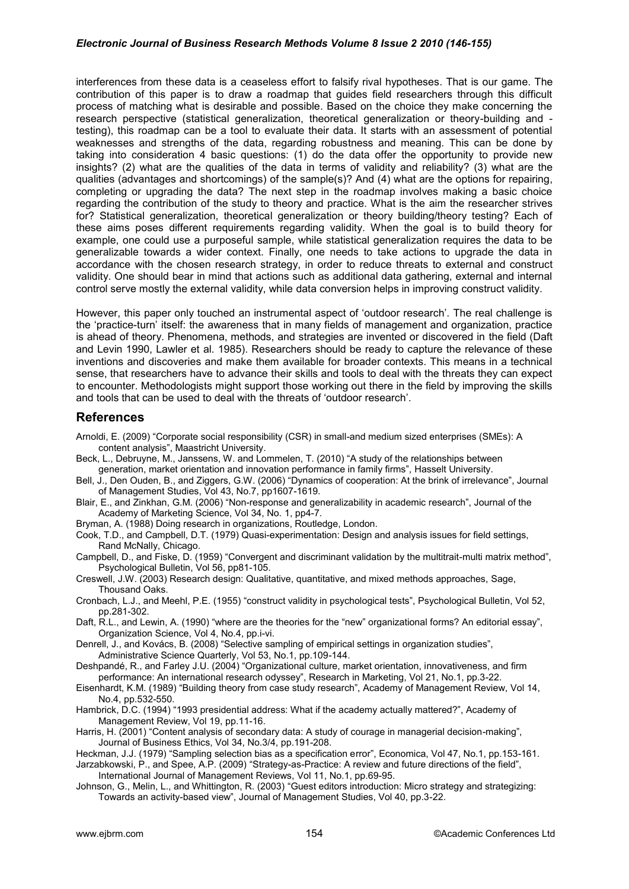interferences from these data is a ceaseless effort to falsify rival hypotheses. That is our game. The contribution of this paper is to draw a roadmap that guides field researchers through this difficult process of matching what is desirable and possible. Based on the choice they make concerning the research perspective (statistical generalization, theoretical generalization or theory-building and -testing), this roadmap can be a tool to evaluate their data. It starts with an assessment of potential weaknesses and strengths of the data, regarding robustness and meaning. This can be done by taking into consideration 4 basic questions: (1) do the data offer the opportunity to provide new insights? (2) what are the qualities of the data in terms of validity and reliability? (3) what are the qualities (advantages and shortcomings) of the sample(s)? And (4) what are the options for repairing, completing or upgrading the data? The next step in the roadmap involves making a basic choice regarding the contribution of the study to theory and practice. What is the aim the researcher strives for? Statistical generalization, theoretical generalization or theory building/theory testing? Each of these aims poses different requirements regarding validity. When the goal is to build theory for example, one could use a purposeful sample, while statistical generalization requires the data to be generalizable towards a wider context. Finally, one needs to take actions to upgrade the data in accordance with the chosen research strategy, in order to reduce threats to external and construct validity. One should bear in mind that actions such as additional data gathering, external and internal control serve mostly the external validity, while data conversion helps in improving construct validity.

However, this paper only touched an instrumental aspect of 'outdoor research'. The real challenge is the 'practice-turn' itself: the awareness that in many fields of management and organization, practice is ahead of theory. Phenomena, methods, and strategies are invented or discovered in the field (Daft and Levin 1990, Lawler et al. 1985). Researchers should be ready to capture the relevance of these inventions and discoveries and make them available for broader contexts. This means in a technical sense, that researchers have to advance their skills and tools to deal with the threats they can expect to encounter. Methodologists might support those working out there in the field by improving the skills and tools that can be used to deal with the threats of 'outdoor research'.

## References

Arnoldi, E. (2009) "Corporate social responsibility (CSR) in small-and medium sized enterprises (SMEs): A content analysis", Maastricht University.

Beck, L., Debruyne, M., Janssens, W. and Lommelen, T. (2010) "A study of the relationships between generation, market orientation and innovation performance in family firms", Hasselt University.

Bell, J., Den Ouden, B., and Ziggers, G.W. (2006) "Dynamics of cooperation: At the brink of irrelevance", Journal of Management Studies, Vol 43, No.7, pp1607-1619.

Blair, E., and Zinkhan, G.M. (2006) "Non-response and generalizability in academic research", Journal of the Academy of Marketing Science, Vol 34, No. 1, pp4-7.

Bryman, A. (1988) Doing research in organizations, Routledge, London.

Cook, T.D., and Campbell, D.T. (1979) Quasi-experimentation: Design and analysis issues for field settings, Rand McNally, Chicago.

Campbell, D., and Fiske, D. (1959) "Convergent and discriminant validation by the multitrait-multi matrix method", Psychological Bulletin, Vol 56, pp81-105.

Creswell, J.W. (2003) Research design: Qualitative, quantitative, and mixed methods approaches, Sage, Thousand Oaks.

Cronbach, L.J., and Meehl, P.E. (1955) "construct validity in psychological tests", Psychological Bulletin, Vol 52, pp.281-302.

Daft, R.L., and Lewin, A. (1990) "where are the theories for the "new" organizational forms? An editorial essay", Organization Science, Vol 4, No.4, pp.i-vi.

Denrell, J., and Kovács, B. (2008) "Selective sampling of empirical settings in organization studies", Administrative Science Quarterly, Vol 53, No.1, pp.109-144.

Deshpandé, R., and Farley J.U. (2004) "Organizational culture, market orientation, innovativeness, and firm performance: An international research odyssey", Research in Marketing, Vol 21, No.1, pp.3-22.

Eisenhardt, K.M. (1989) "Building theory from case study research", Academy of Management Review, Vol 14, No.4, pp.532-550.

Hambrick, D.C. (1994) "1993 presidential address: What if the academy actually mattered?", Academy of Management Review, Vol 19, pp.11-16.

Harris, H. (2001) "Content analysis of secondary data: A study of courage in managerial decision-making", Journal of Business Ethics, Vol 34, No.3/4, pp.191-208.

Heckman, J.J. (1979) "Sampling selection bias as a specification error", Economica, Vol 47, No.1, pp.153-161.

Jarzabkowski, P., and Spee, A.P. (2009) "Strategy-as-Practice: A review and future directions of the field", International Journal of Management Reviews, Vol 11, No.1, pp.69-95.

Johnson, G., Melin, L., and Whittington, R. (2003) "Guest editors introduction: Micro strategy and strategizing: Towards an activity-based view", Journal of Management Studies, Vol 40, pp.3-22.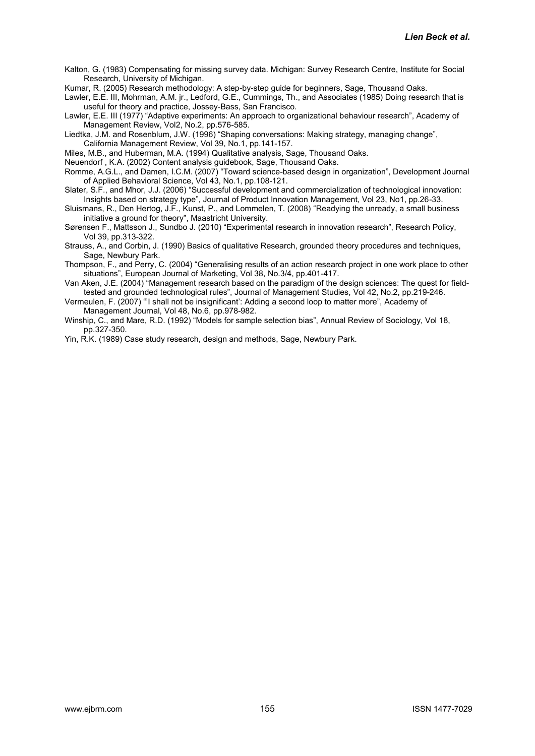Kalton, G. (1983) Compensating for missing survey data. Michigan: Survey Research Centre, Institute for Social Research, University of Michigan.

Kumar, R. (2005) Research methodology: A step-by-step guide for beginners, Sage, Thousand Oaks.

Lawler, E.E. III, Mohrman, A.M. jr., Ledford, G.E., Cummings, Th., and Associates (1985) Doing research that is useful for theory and practice, Jossey-Bass, San Francisco.

Lawler, E.E. III (1977) "Adaptive experiments: An approach to organizational behaviour research", Academy of Management Review, Vol2, No.2, pp.576-585.

Liedtka, J.M. and Rosenblum, J.W. (1996) "Shaping conversations: Making strategy, managing change", California Management Review, Vol 39, No.1, pp.141-157.

Miles, M.B., and Huberman, M.A. (1994) Qualitative analysis, Sage, Thousand Oaks.

Neuendorf , K.A. (2002) Content analysis guidebook, Sage, Thousand Oaks.

Romme, A.G.L., and Damen, I.C.M. (2007) "Toward science-based design in organization", Development Journal of Applied Behavioral Science, Vol 43, No.1, pp.108-121.

Slater, S.F., and Mhor, J.J. (2006) "Successful development and commercialization of technological innovation: Insights based on strategy type", Journal of Product Innovation Management, Vol 23, No1, pp.26-33.

Sluismans, R., Den Hertog, J.F., Kunst, P., and Lommelen, T. (2008) "Readying the unready, a small business initiative a ground for theory", Maastricht University.

Sørensen F., Mattsson J., Sundbo J. (2010) "Experimental research in innovation research", Research Policy, Vol 39, pp.313-322.

Strauss, A., and Corbin, J. (1990) Basics of qualitative Research, grounded theory procedures and techniques, Sage, Newbury Park.

Thompson, F., and Perry, C. (2004) "Generalising results of an action research project in one work place to other situations", European Journal of Marketing, Vol 38, No.3/4, pp.401-417.

Van Aken, J.E. (2004) "Management research based on the paradigm of the design sciences: The quest for field-tested and grounded technological rules", Journal of Management Studies, Vol 42, No.2, pp.219-246.

Vermeulen, F. (2007) "'I shall not be insignificant': Adding a second loop to matter more", Academy of Management Journal, Vol 48, No.6, pp.978-982.

Winship, C., and Mare, R.D. (1992) "Models for sample selection bias", Annual Review of Sociology, Vol 18, pp.327-350.

Yin, R.K. (1989) Case study research, design and methods, Sage, Newbury Park.